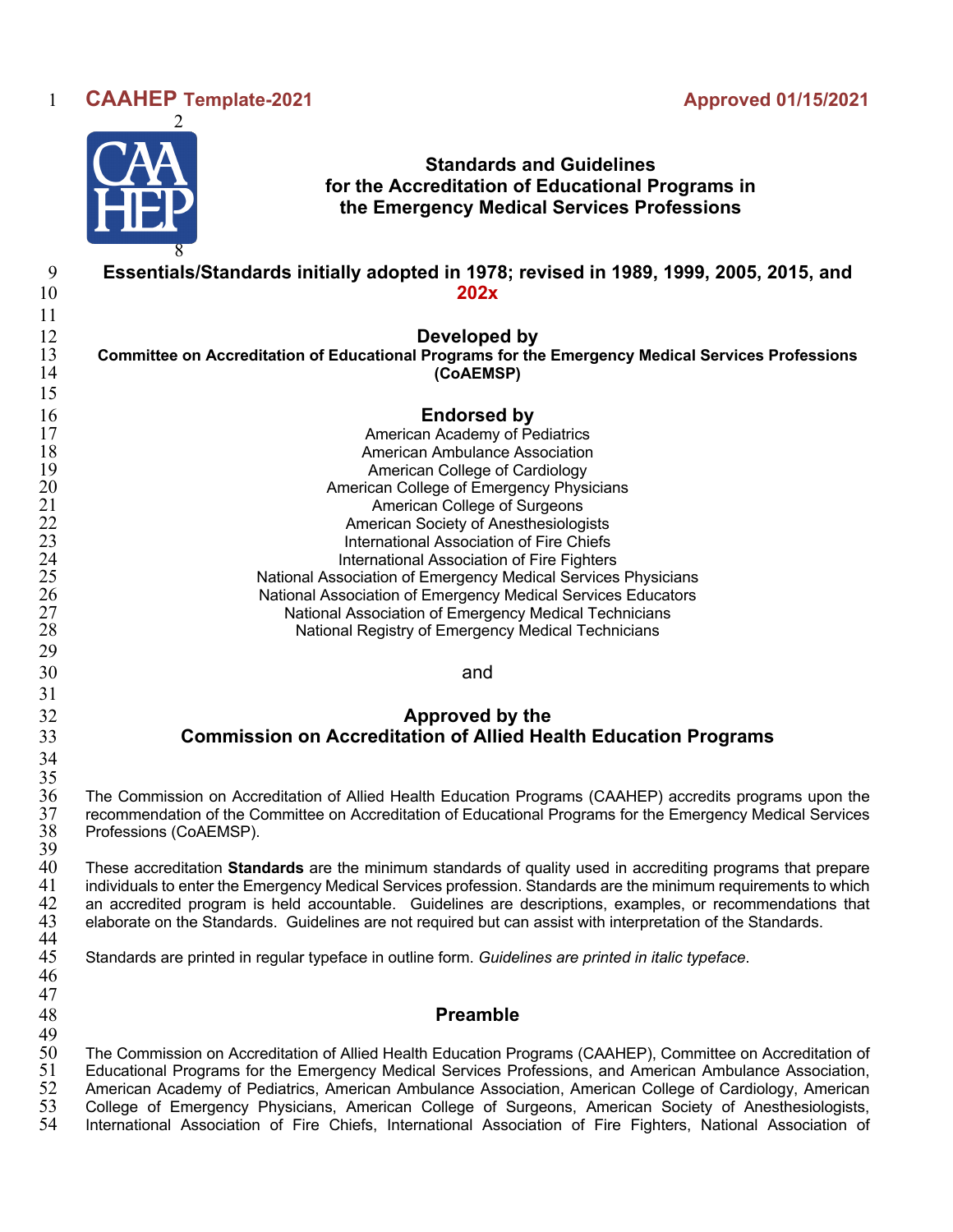**CAAHEP Template-2021** **Approved 01/15/2021**

# Standards and Guidelines for the Accreditation of Educational Programs in the Emergency Medical Services Professions

**Essentials/Standards initially adopted in 1978; revised in 1989, 1999, 2005, 2015, and 202x**

## Developed by

**Committee on Accreditation of Educational Programs for the Emergency Medical Services Professions (CoAEMSP)**

## Endorsed by

American Academy of Pediatrics
American Ambulance Association
American College of Cardiology
American College of Emergency Physicians
American College of Surgeons
American Society of Anesthesiologists
International Association of Fire Chiefs
International Association of Fire Fighters
National Association of Emergency Medical Services Physicians
National Association of Emergency Medical Services Educators
National Association of Emergency Medical Technicians
National Registry of Emergency Medical Technicians

and

## Approved by the Commission on Accreditation of Allied Health Education Programs

The Commission on Accreditation of Allied Health Education Programs (CAAHEP) accredits programs upon the recommendation of the Committee on Accreditation of Educational Programs for the Emergency Medical Services Professions (CoAEMSP).

These accreditation **Standards** are the minimum standards of quality used in accrediting programs that prepare individuals to enter the Emergency Medical Services profession. Standards are the minimum requirements to which an accredited program is held accountable. Guidelines are descriptions, examples, or recommendations that elaborate on the Standards. Guidelines are not required but can assist with interpretation of the Standards.

Standards are printed in regular typeface in outline form. *Guidelines are printed in italic typeface*.

## Preamble

The Commission on Accreditation of Allied Health Education Programs (CAAHEP), Committee on Accreditation of Educational Programs for the Emergency Medical Services Professions, and American Ambulance Association, American Academy of Pediatrics, American Ambulance Association, American College of Cardiology, American College of Emergency Physicians, American College of Surgeons, American Society of Anesthesiologists, International Association of Fire Chiefs, International Association of Fire Fighters, National Association of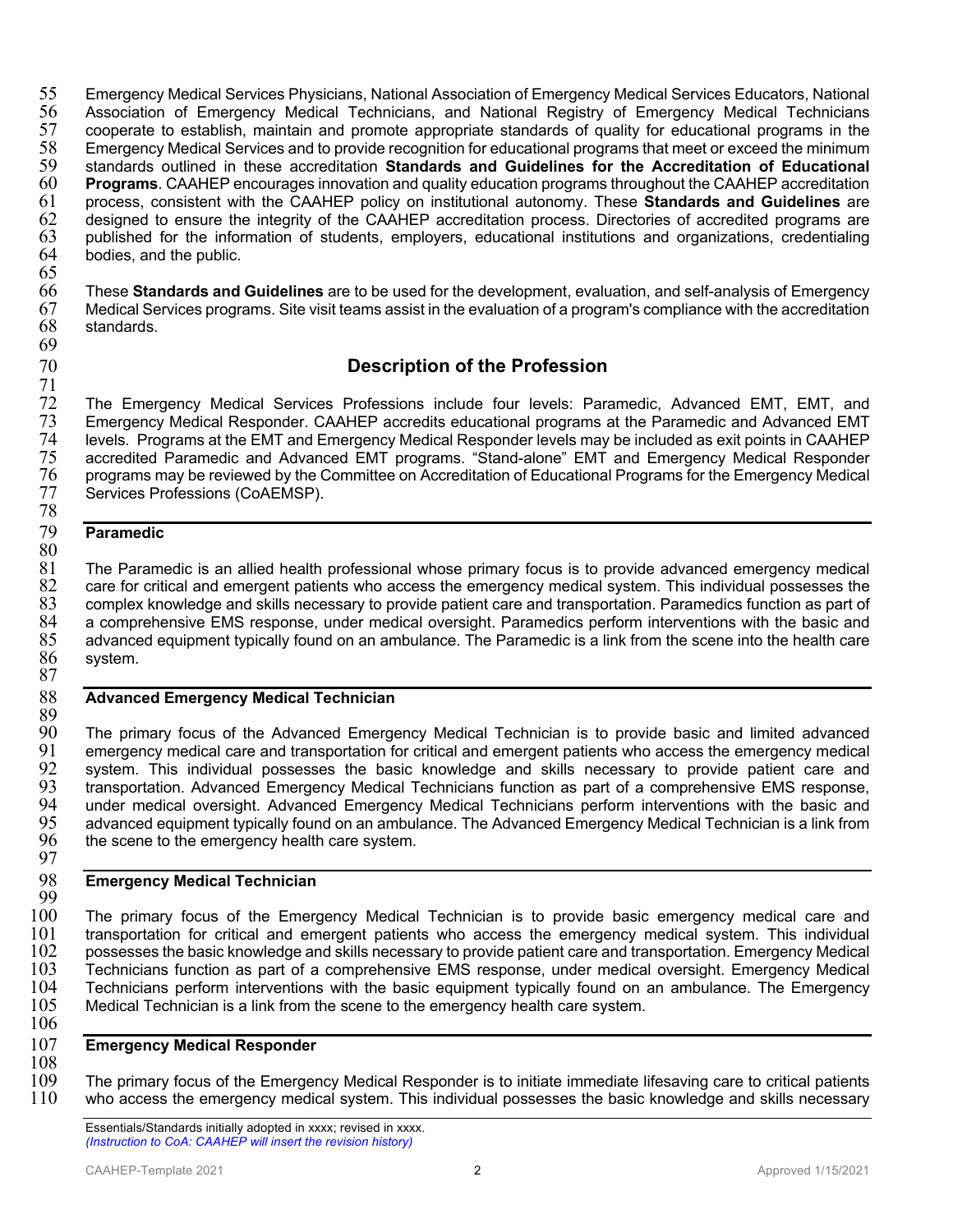Emergency Medical Services Physicians, National Association of Emergency Medical Services Educators, National Association of Emergency Medical Technicians, and National Registry of Emergency Medical Technicians cooperate to establish, maintain and promote appropriate standards of quality for educational programs in the Emergency Medical Services and to provide recognition for educational programs that meet or exceed the minimum standards outlined in these accreditation **Standards and Guidelines for the Accreditation of Educational Programs**. CAAHEP encourages innovation and quality education programs throughout the CAAHEP accreditation process, consistent with the CAAHEP policy on institutional autonomy. These **Standards and Guidelines** are designed to ensure the integrity of the CAAHEP accreditation process. Directories of accredited programs are published for the information of students, employers, educational institutions and organizations, credentialing bodies, and the public.

These **Standards and Guidelines** are to be used for the development, evaluation, and self-analysis of Emergency Medical Services programs. Site visit teams assist in the evaluation of a program's compliance with the accreditation standards.

## Description of the Profession

The Emergency Medical Services Professions include four levels: Paramedic, Advanced EMT, EMT, and Emergency Medical Responder. CAAHEP accredits educational programs at the Paramedic and Advanced EMT levels. Programs at the EMT and Emergency Medical Responder levels may be included as exit points in CAAHEP accredited Paramedic and Advanced EMT programs. "Stand-alone" EMT and Emergency Medical Responder programs may be reviewed by the Committee on Accreditation of Educational Programs for the Emergency Medical Services Professions (CoAEMSP).

### Paramedic

The Paramedic is an allied health professional whose primary focus is to provide advanced emergency medical care for critical and emergent patients who access the emergency medical system. This individual possesses the complex knowledge and skills necessary to provide patient care and transportation. Paramedics function as part of a comprehensive EMS response, under medical oversight. Paramedics perform interventions with the basic and advanced equipment typically found on an ambulance. The Paramedic is a link from the scene into the health care system.

### Advanced Emergency Medical Technician

The primary focus of the Advanced Emergency Medical Technician is to provide basic and limited advanced emergency medical care and transportation for critical and emergent patients who access the emergency medical system. This individual possesses the basic knowledge and skills necessary to provide patient care and transportation. Advanced Emergency Medical Technicians function as part of a comprehensive EMS response, under medical oversight. Advanced Emergency Medical Technicians perform interventions with the basic and advanced equipment typically found on an ambulance. The Advanced Emergency Medical Technician is a link from the scene to the emergency health care system.

### Emergency Medical Technician

The primary focus of the Emergency Medical Technician is to provide basic emergency medical care and transportation for critical and emergent patients who access the emergency medical system. This individual possesses the basic knowledge and skills necessary to provide patient care and transportation. Emergency Medical Technicians function as part of a comprehensive EMS response, under medical oversight. Emergency Medical Technicians perform interventions with the basic equipment typically found on an ambulance. The Emergency Medical Technician is a link from the scene to the emergency health care system.

### Emergency Medical Responder

The primary focus of the Emergency Medical Responder is to initiate immediate lifesaving care to critical patients who access the emergency medical system. This individual possesses the basic knowledge and skills necessary

Essentials/Standards initially adopted in xxxx; revised in xxxx.
*(Instruction to CoA: CAAHEP will insert the revision history)*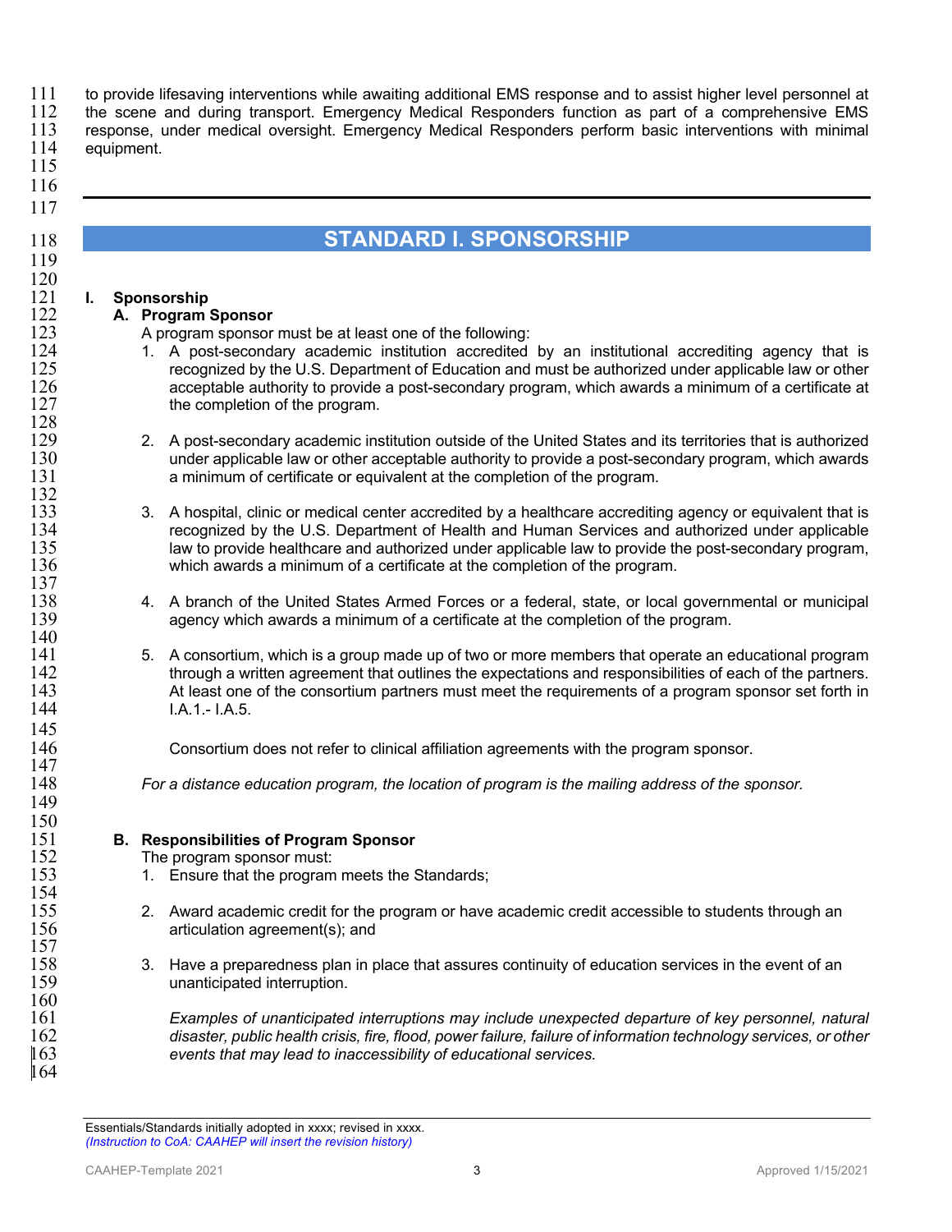to provide lifesaving interventions while awaiting additional EMS response and to assist higher level personnel at the scene and during transport. Emergency Medical Responders function as part of a comprehensive EMS response, under medical oversight. Emergency Medical Responders perform basic interventions with minimal equipment.

---

## STANDARD I. SPONSORSHIP

**I. Sponsorship**

**A. Program Sponsor**

A program sponsor must be at least one of the following:

1. A post-secondary academic institution accredited by an institutional accrediting agency that is recognized by the U.S. Department of Education and must be authorized under applicable law or other acceptable authority to provide a post-secondary program, which awards a minimum of a certificate at the completion of the program.

2. A post-secondary academic institution outside of the United States and its territories that is authorized under applicable law or other acceptable authority to provide a post-secondary program, which awards a minimum of certificate or equivalent at the completion of the program.

3. A hospital, clinic or medical center accredited by a healthcare accrediting agency or equivalent that is recognized by the U.S. Department of Health and Human Services and authorized under applicable law to provide healthcare and authorized under applicable law to provide the post-secondary program, which awards a minimum of a certificate at the completion of the program.

4. A branch of the United States Armed Forces or a federal, state, or local governmental or municipal agency which awards a minimum of a certificate at the completion of the program.

5. A consortium, which is a group made up of two or more members that operate an educational program through a written agreement that outlines the expectations and responsibilities of each of the partners. At least one of the consortium partners must meet the requirements of a program sponsor set forth in I.A.1.- I.A.5.

   Consortium does not refer to clinical affiliation agreements with the program sponsor.

*For a distance education program, the location of program is the mailing address of the sponsor.*

**B. Responsibilities of Program Sponsor**

The program sponsor must:

1. Ensure that the program meets the Standards;

2. Award academic credit for the program or have academic credit accessible to students through an articulation agreement(s); and

3. Have a preparedness plan in place that assures continuity of education services in the event of an unanticipated interruption.

   *Examples of unanticipated interruptions may include unexpected departure of key personnel, natural disaster, public health crisis, fire, flood, power failure, failure of information technology services, or other events that may lead to inaccessibility of educational services.*

---

Essentials/Standards initially adopted in xxxx; revised in xxxx.
*(Instruction to CoA: CAAHEP will insert the revision history)*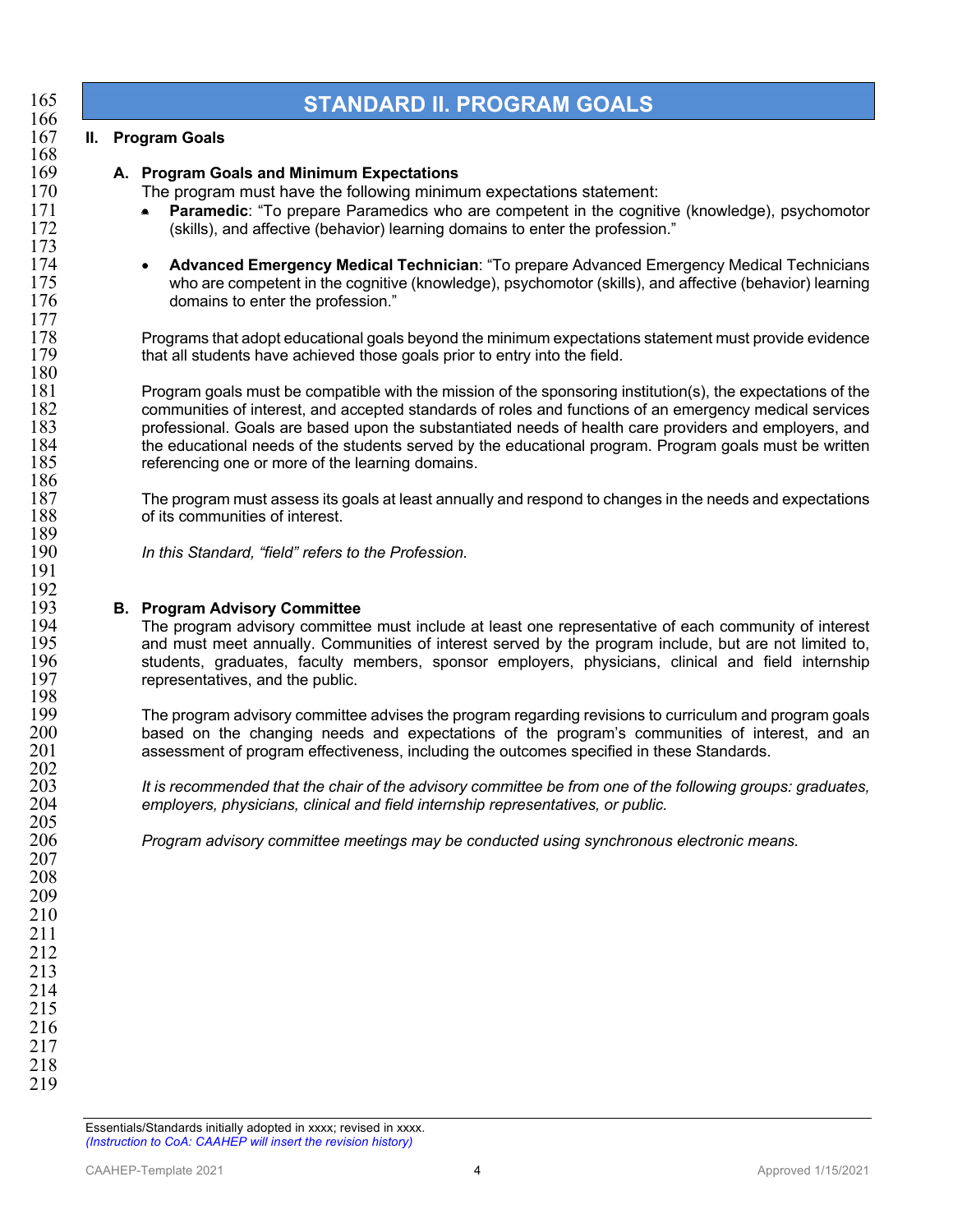# STANDARD II. PROGRAM GOALS

## II. Program Goals

### A. Program Goals and Minimum Expectations

The program must have the following minimum expectations statement:

- **Paramedic**: "To prepare Paramedics who are competent in the cognitive (knowledge), psychomotor (skills), and affective (behavior) learning domains to enter the profession."

- **Advanced Emergency Medical Technician**: "To prepare Advanced Emergency Medical Technicians who are competent in the cognitive (knowledge), psychomotor (skills), and affective (behavior) learning domains to enter the profession."

Programs that adopt educational goals beyond the minimum expectations statement must provide evidence that all students have achieved those goals prior to entry into the field.

Program goals must be compatible with the mission of the sponsoring institution(s), the expectations of the communities of interest, and accepted standards of roles and functions of an emergency medical services professional. Goals are based upon the substantiated needs of health care providers and employers, and the educational needs of the students served by the educational program. Program goals must be written referencing one or more of the learning domains.

The program must assess its goals at least annually and respond to changes in the needs and expectations of its communities of interest.

*In this Standard, "field" refers to the Profession.*

### B. Program Advisory Committee

The program advisory committee must include at least one representative of each community of interest and must meet annually. Communities of interest served by the program include, but are not limited to, students, graduates, faculty members, sponsor employers, physicians, clinical and field internship representatives, and the public.

The program advisory committee advises the program regarding revisions to curriculum and program goals based on the changing needs and expectations of the program's communities of interest, and an assessment of program effectiveness, including the outcomes specified in these Standards.

*It is recommended that the chair of the advisory committee be from one of the following groups: graduates, employers, physicians, clinical and field internship representatives, or public.*

*Program advisory committee meetings may be conducted using synchronous electronic means.*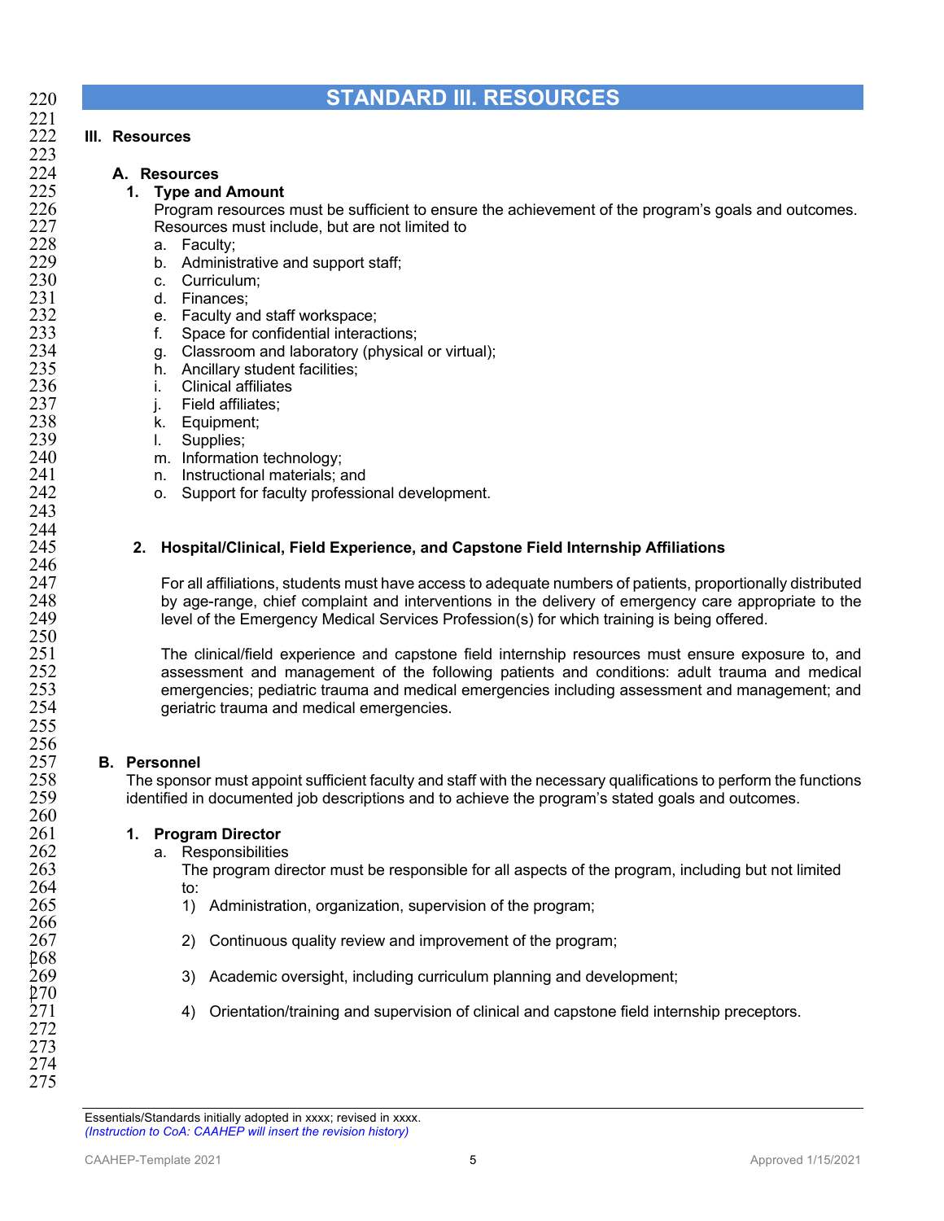# STANDARD III. RESOURCES

## III. Resources

### A. Resources

**1. Type and Amount**

Program resources must be sufficient to ensure the achievement of the program's goals and outcomes. Resources must include, but are not limited to

a. Faculty;
b. Administrative and support staff;
c. Curriculum;
d. Finances;
e. Faculty and staff workspace;
f. Space for confidential interactions;
g. Classroom and laboratory (physical or virtual);
h. Ancillary student facilities;
i. Clinical affiliates
j. Field affiliates;
k. Equipment;
l. Supplies;
m. Information technology;
n. Instructional materials; and
o. Support for faculty professional development.

**2. Hospital/Clinical, Field Experience, and Capstone Field Internship Affiliations**

For all affiliations, students must have access to adequate numbers of patients, proportionally distributed by age-range, chief complaint and interventions in the delivery of emergency care appropriate to the level of the Emergency Medical Services Profession(s) for which training is being offered.

The clinical/field experience and capstone field internship resources must ensure exposure to, and assessment and management of the following patients and conditions: adult trauma and medical emergencies; pediatric trauma and medical emergencies including assessment and management; and geriatric trauma and medical emergencies.

### B. Personnel

The sponsor must appoint sufficient faculty and staff with the necessary qualifications to perform the functions identified in documented job descriptions and to achieve the program's stated goals and outcomes.

**1. Program Director**

a. Responsibilities

The program director must be responsible for all aspects of the program, including but not limited to:

1) Administration, organization, supervision of the program;

2) Continuous quality review and improvement of the program;

3) Academic oversight, including curriculum planning and development;

4) Orientation/training and supervision of clinical and capstone field internship preceptors.

Essentials/Standards initially adopted in xxxx; revised in xxxx.
*(Instruction to CoA: CAAHEP will insert the revision history)*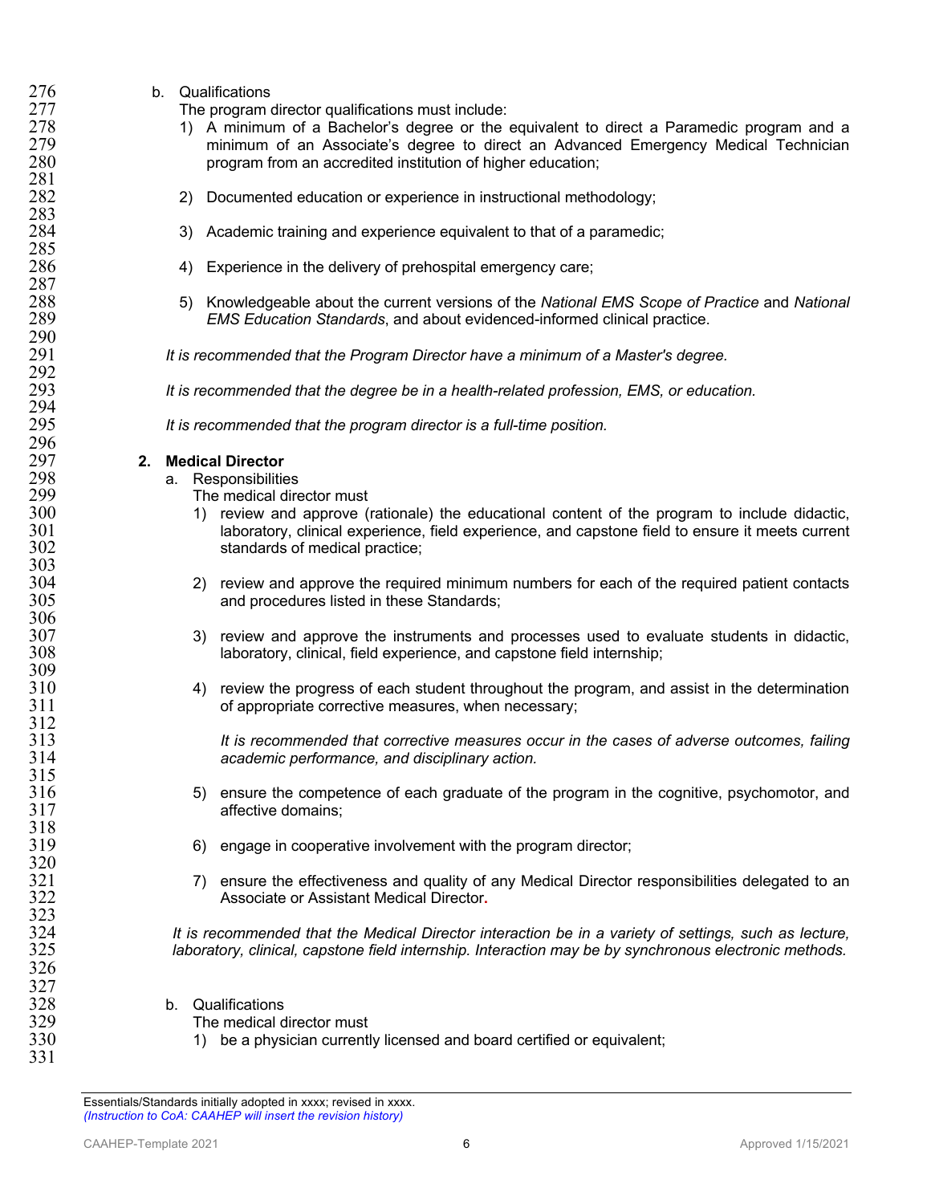b. Qualifications

The program director qualifications must include:

1) A minimum of a Bachelor's degree or the equivalent to direct a Paramedic program and a minimum of an Associate's degree to direct an Advanced Emergency Medical Technician program from an accredited institution of higher education;

2) Documented education or experience in instructional methodology;

3) Academic training and experience equivalent to that of a paramedic;

4) Experience in the delivery of prehospital emergency care;

5) Knowledgeable about the current versions of the *National EMS Scope of Practice* and *National EMS Education Standards*, and about evidenced-informed clinical practice.

*It is recommended that the Program Director have a minimum of a Master's degree.*

*It is recommended that the degree be in a health-related profession, EMS, or education.*

*It is recommended that the program director is a full-time position.*

**2. Medical Director**

a. Responsibilities

The medical director must

1) review and approve (rationale) the educational content of the program to include didactic, laboratory, clinical experience, field experience, and capstone field to ensure it meets current standards of medical practice;

2) review and approve the required minimum numbers for each of the required patient contacts and procedures listed in these Standards;

3) review and approve the instruments and processes used to evaluate students in didactic, laboratory, clinical, field experience, and capstone field internship;

4) review the progress of each student throughout the program, and assist in the determination of appropriate corrective measures, when necessary;

*It is recommended that corrective measures occur in the cases of adverse outcomes, failing academic performance, and disciplinary action.*

5) ensure the competence of each graduate of the program in the cognitive, psychomotor, and affective domains;

6) engage in cooperative involvement with the program director;

7) ensure the effectiveness and quality of any Medical Director responsibilities delegated to an Associate or Assistant Medical Director.

*It is recommended that the Medical Director interaction be in a variety of settings, such as lecture, laboratory, clinical, capstone field internship. Interaction may be by synchronous electronic methods.*

b. Qualifications

The medical director must

1) be a physician currently licensed and board certified or equivalent;

Essentials/Standards initially adopted in xxxx; revised in xxxx.
*(Instruction to CoA: CAAHEP will insert the revision history)*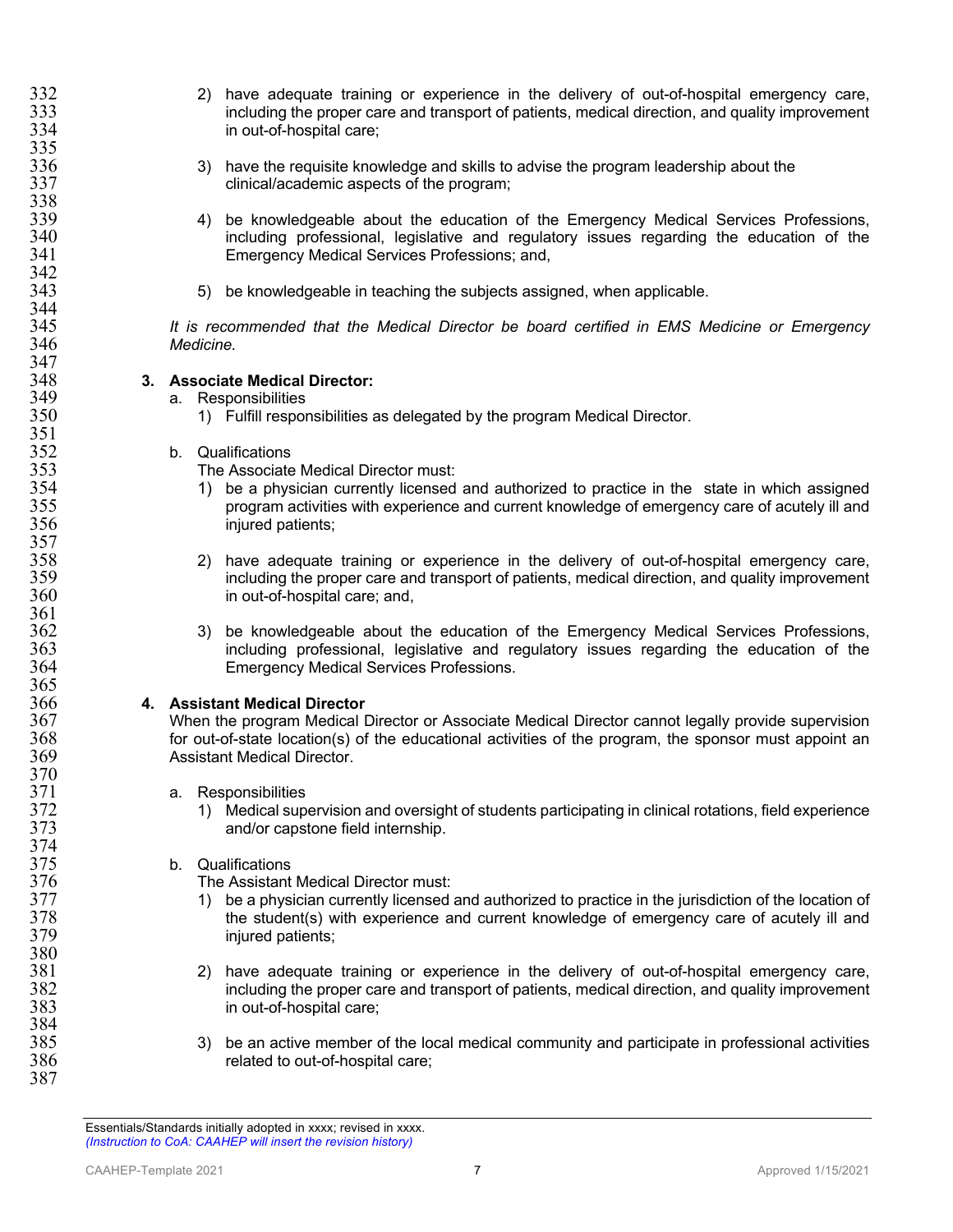2) have adequate training or experience in the delivery of out-of-hospital emergency care, including the proper care and transport of patients, medical direction, and quality improvement in out-of-hospital care;

3) have the requisite knowledge and skills to advise the program leadership about the clinical/academic aspects of the program;

4) be knowledgeable about the education of the Emergency Medical Services Professions, including professional, legislative and regulatory issues regarding the education of the Emergency Medical Services Professions; and,

5) be knowledgeable in teaching the subjects assigned, when applicable.

*It is recommended that the Medical Director be board certified in EMS Medicine or Emergency Medicine.*

**3. Associate Medical Director:**

a. Responsibilities

1) Fulfill responsibilities as delegated by the program Medical Director.

b. Qualifications

The Associate Medical Director must:

1) be a physician currently licensed and authorized to practice in the state in which assigned program activities with experience and current knowledge of emergency care of acutely ill and injured patients;

2) have adequate training or experience in the delivery of out-of-hospital emergency care, including the proper care and transport of patients, medical direction, and quality improvement in out-of-hospital care; and,

3) be knowledgeable about the education of the Emergency Medical Services Professions, including professional, legislative and regulatory issues regarding the education of the Emergency Medical Services Professions.

**4. Assistant Medical Director**

When the program Medical Director or Associate Medical Director cannot legally provide supervision for out-of-state location(s) of the educational activities of the program, the sponsor must appoint an Assistant Medical Director.

a. Responsibilities

1) Medical supervision and oversight of students participating in clinical rotations, field experience and/or capstone field internship.

b. Qualifications

The Assistant Medical Director must:

1) be a physician currently licensed and authorized to practice in the jurisdiction of the location of the student(s) with experience and current knowledge of emergency care of acutely ill and injured patients;

2) have adequate training or experience in the delivery of out-of-hospital emergency care, including the proper care and transport of patients, medical direction, and quality improvement in out-of-hospital care;

3) be an active member of the local medical community and participate in professional activities related to out-of-hospital care;

Essentials/Standards initially adopted in xxxx; revised in xxxx.
*(Instruction to CoA: CAAHEP will insert the revision history)*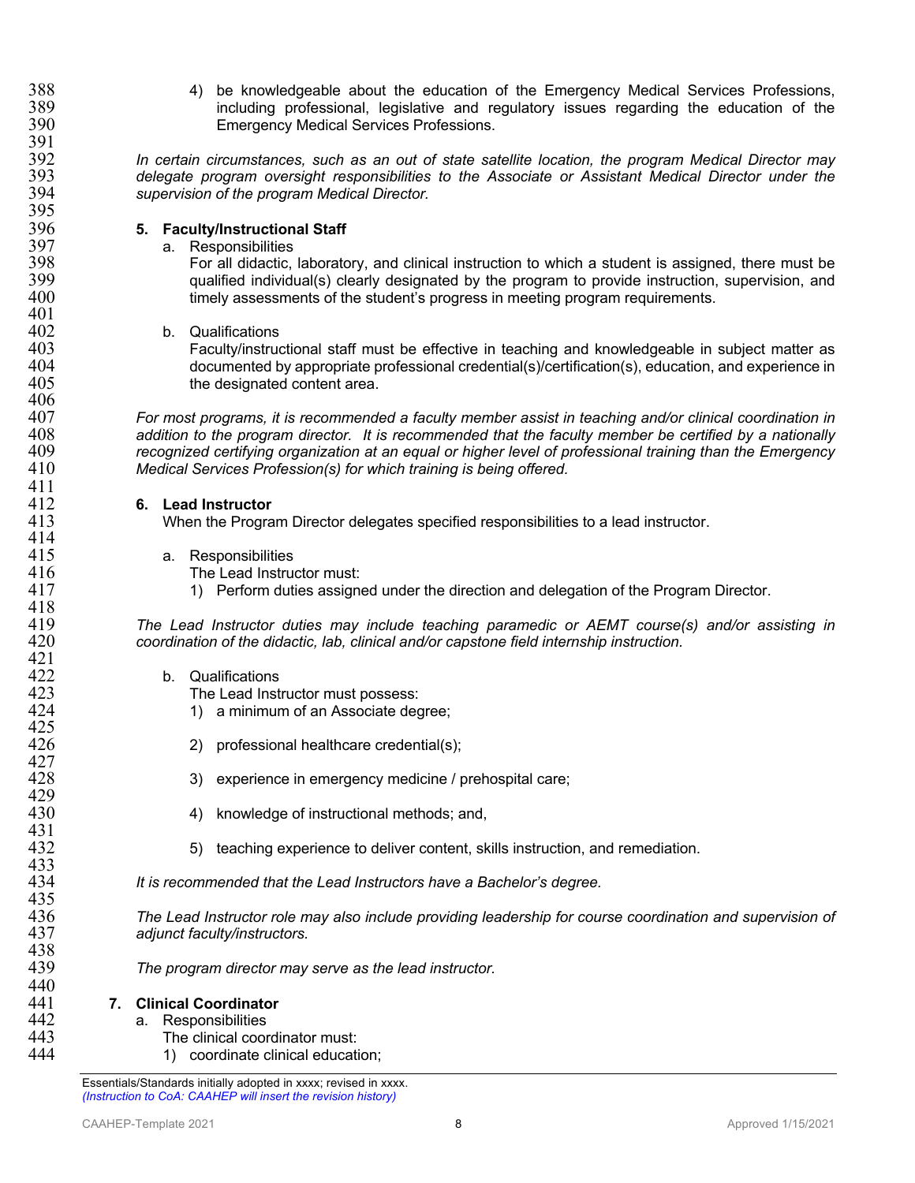4) be knowledgeable about the education of the Emergency Medical Services Professions, including professional, legislative and regulatory issues regarding the education of the Emergency Medical Services Professions.

*In certain circumstances, such as an out of state satellite location, the program Medical Director may delegate program oversight responsibilities to the Associate or Assistant Medical Director under the supervision of the program Medical Director.*

**5. Faculty/Instructional Staff**

a. Responsibilities

For all didactic, laboratory, and clinical instruction to which a student is assigned, there must be qualified individual(s) clearly designated by the program to provide instruction, supervision, and timely assessments of the student's progress in meeting program requirements.

b. Qualifications

Faculty/instructional staff must be effective in teaching and knowledgeable in subject matter as documented by appropriate professional credential(s)/certification(s), education, and experience in the designated content area.

*For most programs, it is recommended a faculty member assist in teaching and/or clinical coordination in addition to the program director. It is recommended that the faculty member be certified by a nationally recognized certifying organization at an equal or higher level of professional training than the Emergency Medical Services Profession(s) for which training is being offered.*

**6. Lead Instructor**

When the Program Director delegates specified responsibilities to a lead instructor.

a. Responsibilities

The Lead Instructor must:

1) Perform duties assigned under the direction and delegation of the Program Director.

*The Lead Instructor duties may include teaching paramedic or AEMT course(s) and/or assisting in coordination of the didactic, lab, clinical and/or capstone field internship instruction.*

b. Qualifications

The Lead Instructor must possess:

1) a minimum of an Associate degree;

2) professional healthcare credential(s);

3) experience in emergency medicine / prehospital care;

4) knowledge of instructional methods; and,

5) teaching experience to deliver content, skills instruction, and remediation.

*It is recommended that the Lead Instructors have a Bachelor's degree.*

*The Lead Instructor role may also include providing leadership for course coordination and supervision of adjunct faculty/instructors.*

*The program director may serve as the lead instructor.*

**7. Clinical Coordinator**

a. Responsibilities

The clinical coordinator must:

1) coordinate clinical education;

Essentials/Standards initially adopted in xxxx; revised in xxxx.
*(Instruction to CoA: CAAHEP will insert the revision history)*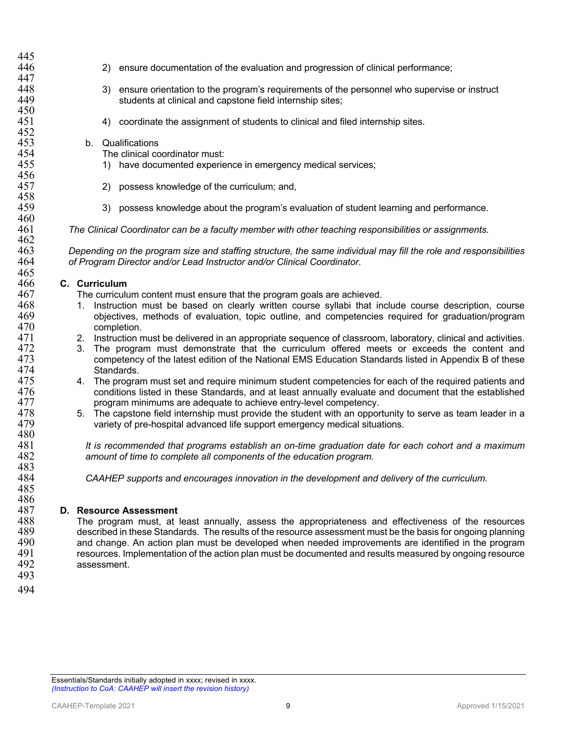2) ensure documentation of the evaluation and progression of clinical performance;

3) ensure orientation to the program's requirements of the personnel who supervise or instruct students at clinical and capstone field internship sites;

4) coordinate the assignment of students to clinical and filed internship sites.

b. Qualifications

The clinical coordinator must:

1) have documented experience in emergency medical services;

2) possess knowledge of the curriculum; and,

3) possess knowledge about the program's evaluation of student learning and performance.

*The Clinical Coordinator can be a faculty member with other teaching responsibilities or assignments.*

*Depending on the program size and staffing structure, the same individual may fill the role and responsibilities of Program Director and/or Lead Instructor and/or Clinical Coordinator.*

**C. Curriculum**

The curriculum content must ensure that the program goals are achieved.

1. Instruction must be based on clearly written course syllabi that include course description, course objectives, methods of evaluation, topic outline, and competencies required for graduation/program completion.
2. Instruction must be delivered in an appropriate sequence of classroom, laboratory, clinical and activities.
3. The program must demonstrate that the curriculum offered meets or exceeds the content and competency of the latest edition of the National EMS Education Standards listed in Appendix B of these Standards.
4. The program must set and require minimum student competencies for each of the required patients and conditions listed in these Standards, and at least annually evaluate and document that the established program minimums are adequate to achieve entry-level competency.
5. The capstone field internship must provide the student with an opportunity to serve as team leader in a variety of pre-hospital advanced life support emergency medical situations.

*It is recommended that programs establish an on-time graduation date for each cohort and a maximum amount of time to complete all components of the education program.*

*CAAHEP supports and encourages innovation in the development and delivery of the curriculum.*

**D. Resource Assessment**

The program must, at least annually, assess the appropriateness and effectiveness of the resources described in these Standards. The results of the resource assessment must be the basis for ongoing planning and change. An action plan must be developed when needed improvements are identified in the program resources. Implementation of the action plan must be documented and results measured by ongoing resource assessment.

Essentials/Standards initially adopted in xxxx; revised in xxxx.
*(Instruction to CoA: CAAHEP will insert the revision history)*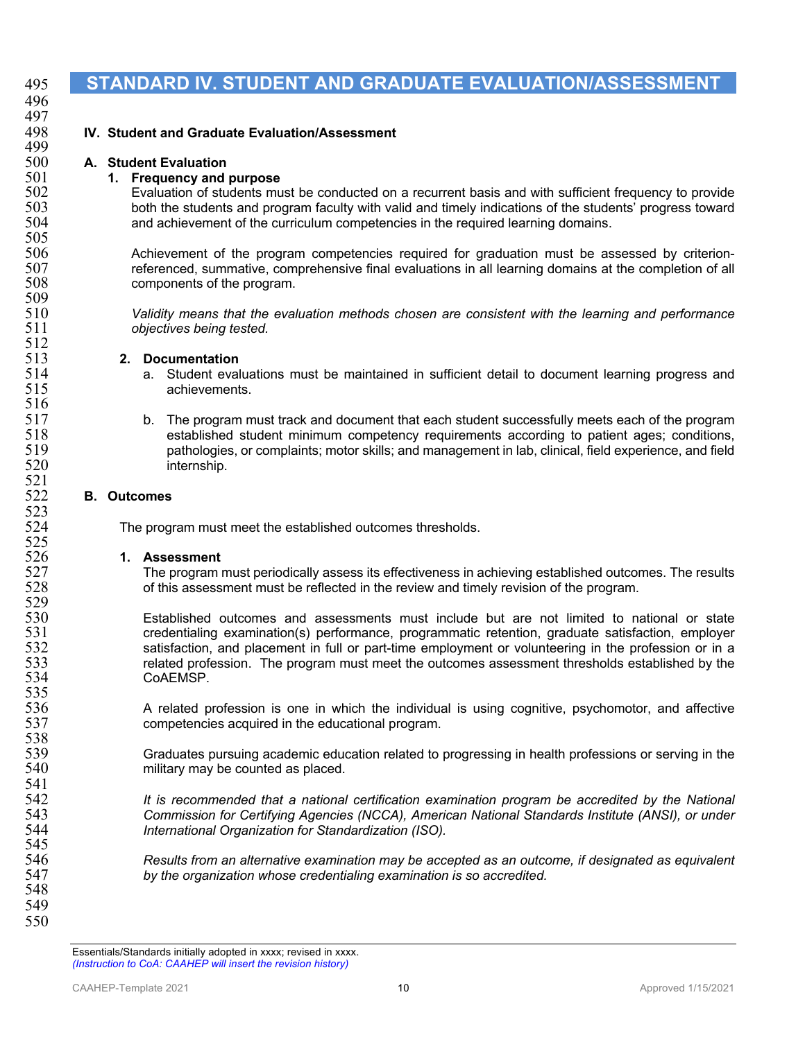# STANDARD IV. STUDENT AND GRADUATE EVALUATION/ASSESSMENT

**IV. Student and Graduate Evaluation/Assessment**

**A. Student Evaluation**

**1. Frequency and purpose**

Evaluation of students must be conducted on a recurrent basis and with sufficient frequency to provide both the students and program faculty with valid and timely indications of the students' progress toward and achievement of the curriculum competencies in the required learning domains.

Achievement of the program competencies required for graduation must be assessed by criterion-referenced, summative, comprehensive final evaluations in all learning domains at the completion of all components of the program.

*Validity means that the evaluation methods chosen are consistent with the learning and performance objectives being tested.*

**2. Documentation**

a. Student evaluations must be maintained in sufficient detail to document learning progress and achievements.

b. The program must track and document that each student successfully meets each of the program established student minimum competency requirements according to patient ages; conditions, pathologies, or complaints; motor skills; and management in lab, clinical, field experience, and field internship.

**B. Outcomes**

The program must meet the established outcomes thresholds.

**1. Assessment**

The program must periodically assess its effectiveness in achieving established outcomes. The results of this assessment must be reflected in the review and timely revision of the program.

Established outcomes and assessments must include but are not limited to national or state credentialing examination(s) performance, programmatic retention, graduate satisfaction, employer satisfaction, and placement in full or part-time employment or volunteering in the profession or in a related profession. The program must meet the outcomes assessment thresholds established by the CoAEMSP.

A related profession is one in which the individual is using cognitive, psychomotor, and affective competencies acquired in the educational program.

Graduates pursuing academic education related to progressing in health professions or serving in the military may be counted as placed.

*It is recommended that a national certification examination program be accredited by the National Commission for Certifying Agencies (NCCA), American National Standards Institute (ANSI), or under International Organization for Standardization (ISO).*

*Results from an alternative examination may be accepted as an outcome, if designated as equivalent by the organization whose credentialing examination is so accredited.*

Essentials/Standards initially adopted in xxxx; revised in xxxx.
*(Instruction to CoA: CAAHEP will insert the revision history)*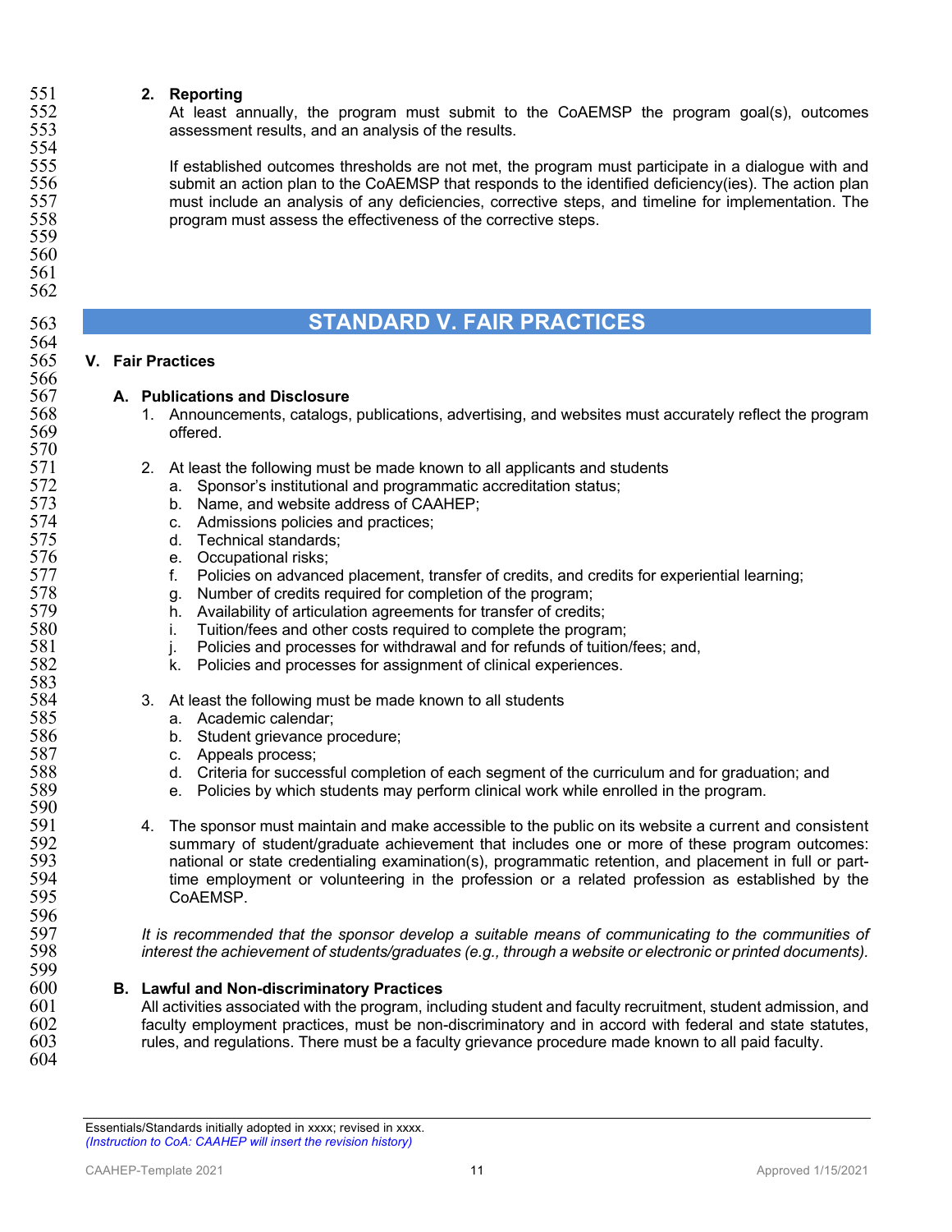**2. Reporting**

At least annually, the program must submit to the CoAEMSP the program goal(s), outcomes assessment results, and an analysis of the results.

If established outcomes thresholds are not met, the program must participate in a dialogue with and submit an action plan to the CoAEMSP that responds to the identified deficiency(ies). The action plan must include an analysis of any deficiencies, corrective steps, and timeline for implementation. The program must assess the effectiveness of the corrective steps.

# STANDARD V. FAIR PRACTICES

## V. Fair Practices

### A. Publications and Disclosure

1. Announcements, catalogs, publications, advertising, and websites must accurately reflect the program offered.

2. At least the following must be made known to all applicants and students
   a. Sponsor's institutional and programmatic accreditation status;
   b. Name, and website address of CAAHEP;
   c. Admissions policies and practices;
   d. Technical standards;
   e. Occupational risks;
   f. Policies on advanced placement, transfer of credits, and credits for experiential learning;
   g. Number of credits required for completion of the program;
   h. Availability of articulation agreements for transfer of credits;
   i. Tuition/fees and other costs required to complete the program;
   j. Policies and processes for withdrawal and for refunds of tuition/fees; and,
   k. Policies and processes for assignment of clinical experiences.

3. At least the following must be made known to all students
   a. Academic calendar;
   b. Student grievance procedure;
   c. Appeals process;
   d. Criteria for successful completion of each segment of the curriculum and for graduation; and
   e. Policies by which students may perform clinical work while enrolled in the program.

4. The sponsor must maintain and make accessible to the public on its website a current and consistent summary of student/graduate achievement that includes one or more of these program outcomes: national or state credentialing examination(s), programmatic retention, and placement in full or part-time employment or volunteering in the profession or a related profession as established by the CoAEMSP.

*It is recommended that the sponsor develop a suitable means of communicating to the communities of interest the achievement of students/graduates (e.g., through a website or electronic or printed documents).*

### B. Lawful and Non-discriminatory Practices

All activities associated with the program, including student and faculty recruitment, student admission, and faculty employment practices, must be non-discriminatory and in accord with federal and state statutes, rules, and regulations. There must be a faculty grievance procedure made known to all paid faculty.

---

Essentials/Standards initially adopted in xxxx; revised in xxxx.
*(Instruction to CoA: CAAHEP will insert the revision history)*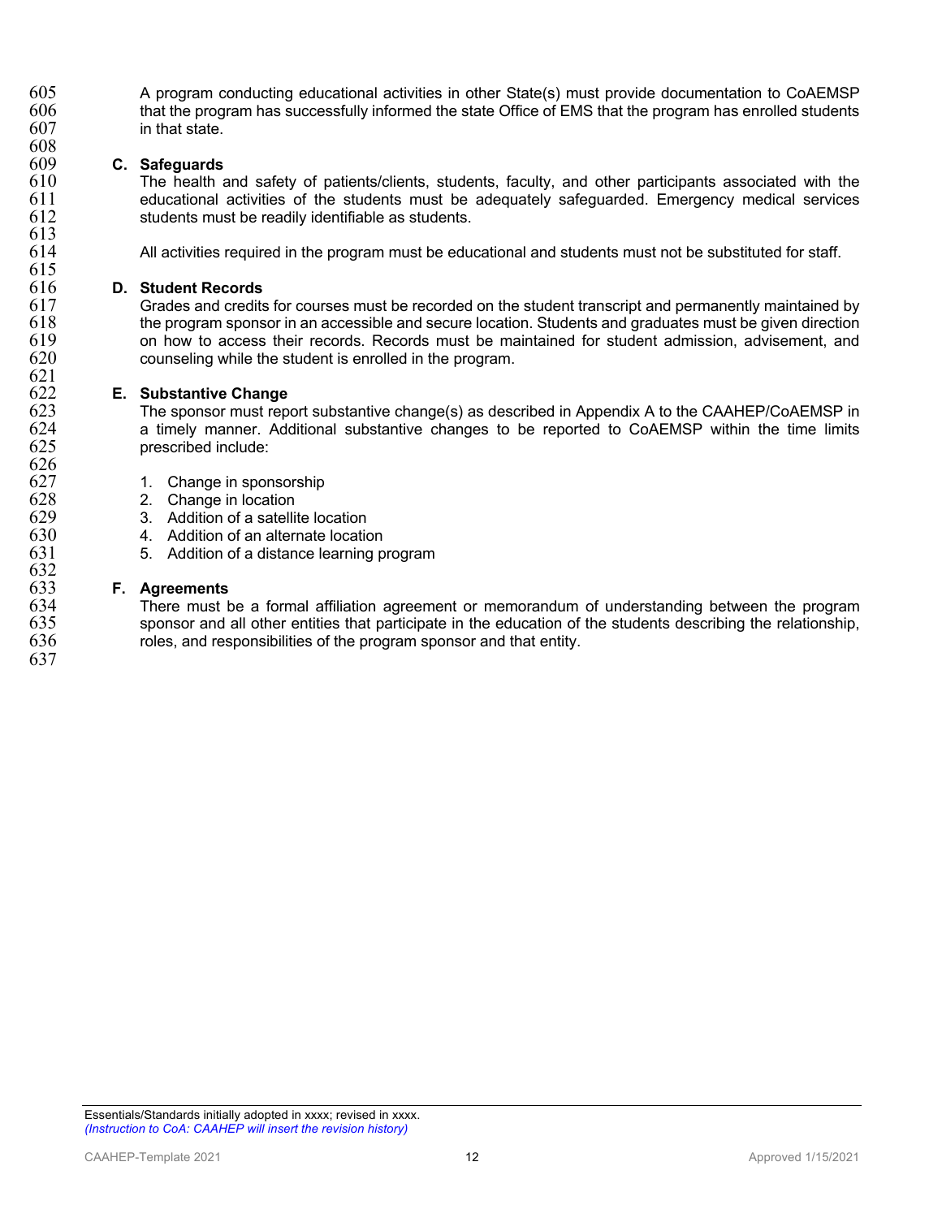A program conducting educational activities in other State(s) must provide documentation to CoAEMSP that the program has successfully informed the state Office of EMS that the program has enrolled students in that state.

**C. Safeguards**

The health and safety of patients/clients, students, faculty, and other participants associated with the educational activities of the students must be adequately safeguarded. Emergency medical services students must be readily identifiable as students.

All activities required in the program must be educational and students must not be substituted for staff.

**D. Student Records**

Grades and credits for courses must be recorded on the student transcript and permanently maintained by the program sponsor in an accessible and secure location. Students and graduates must be given direction on how to access their records. Records must be maintained for student admission, advisement, and counseling while the student is enrolled in the program.

**E. Substantive Change**

The sponsor must report substantive change(s) as described in Appendix A to the CAAHEP/CoAEMSP in a timely manner. Additional substantive changes to be reported to CoAEMSP within the time limits prescribed include:

1. Change in sponsorship
2. Change in location
3. Addition of a satellite location
4. Addition of an alternate location
5. Addition of a distance learning program

**F. Agreements**

There must be a formal affiliation agreement or memorandum of understanding between the program sponsor and all other entities that participate in the education of the students describing the relationship, roles, and responsibilities of the program sponsor and that entity.

Essentials/Standards initially adopted in xxxx; revised in xxxx.
*(Instruction to CoA: CAAHEP will insert the revision history)*